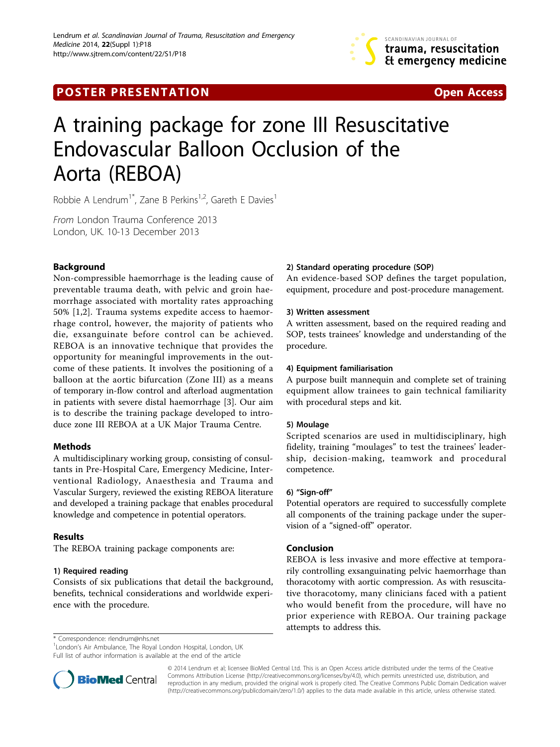POSTER PRESENTATION | Open Access

# A training package for zone III Resuscitative Endovascular Balloon Occlusion of the Aorta (REBOA)

Robbie A Lendrum[1*], Zane B Perkins[1,2], Gareth E Davies[1]

*From* London Trauma Conference 2013
London, UK. 10-13 December 2013

## Background

Non-compressible haemorrhage is the leading cause of preventable trauma death, with pelvic and groin haemorrhage associated with mortality rates approaching 50% [1,2]. Trauma systems expedite access to haemorrhage control, however, the majority of patients who die, exsanguinate before control can be achieved. REBOA is an innovative technique that provides the opportunity for meaningful improvements in the outcome of these patients. It involves the positioning of a balloon at the aortic bifurcation (Zone III) as a means of temporary in-flow control and afterload augmentation in patients with severe distal haemorrhage [3]. Our aim is to describe the training package developed to introduce zone III REBOA at a UK Major Trauma Centre.

## Methods

A multidisciplinary working group, consisting of consultants in Pre-Hospital Care, Emergency Medicine, Interventional Radiology, Anaesthesia and Trauma and Vascular Surgery, reviewed the existing REBOA literature and developed a training package that enables procedural knowledge and competence in potential operators.

## Results

The REBOA training package components are:

### 1) Required reading

Consists of six publications that detail the background, benefits, technical considerations and worldwide experience with the procedure.

### 2) Standard operating procedure (SOP)

An evidence-based SOP defines the target population, equipment, procedure and post-procedure management.

### 3) Written assessment

A written assessment, based on the required reading and SOP, tests trainees' knowledge and understanding of the procedure.

### 4) Equipment familiarisation

A purpose built mannequin and complete set of training equipment allow trainees to gain technical familiarity with procedural steps and kit.

### 5) Moulage

Scripted scenarios are used in multidisciplinary, high fidelity, training "moulages" to test the trainees' leadership, decision-making, teamwork and procedural competence.

### 6) "Sign-off"

Potential operators are required to successfully complete all components of the training package under the supervision of a "signed-off" operator.

## Conclusion

REBOA is less invasive and more effective at temporarily controlling exsanguinating pelvic haemorrhage than thoracotomy with aortic compression. As with resuscitative thoracotomy, many clinicians faced with a patient who would benefit from the procedure, will have no prior experience with REBOA. Our training package attempts to address this.

\* Correspondence: rlendrum@nhs.net
[1]London's Air Ambulance, The Royal London Hospital, London, UK
Full list of author information is available at the end of the article

© 2014 Lendrum et al; licensee BioMed Central Ltd. This is an Open Access article distributed under the terms of the Creative Commons Attribution License (http://creativecommons.org/licenses/by/4.0), which permits unrestricted use, distribution, and reproduction in any medium, provided the original work is properly cited. The Creative Commons Public Domain Dedication waiver (http://creativecommons.org/publicdomain/zero/1.0/) applies to the data made available in this article, unless otherwise stated.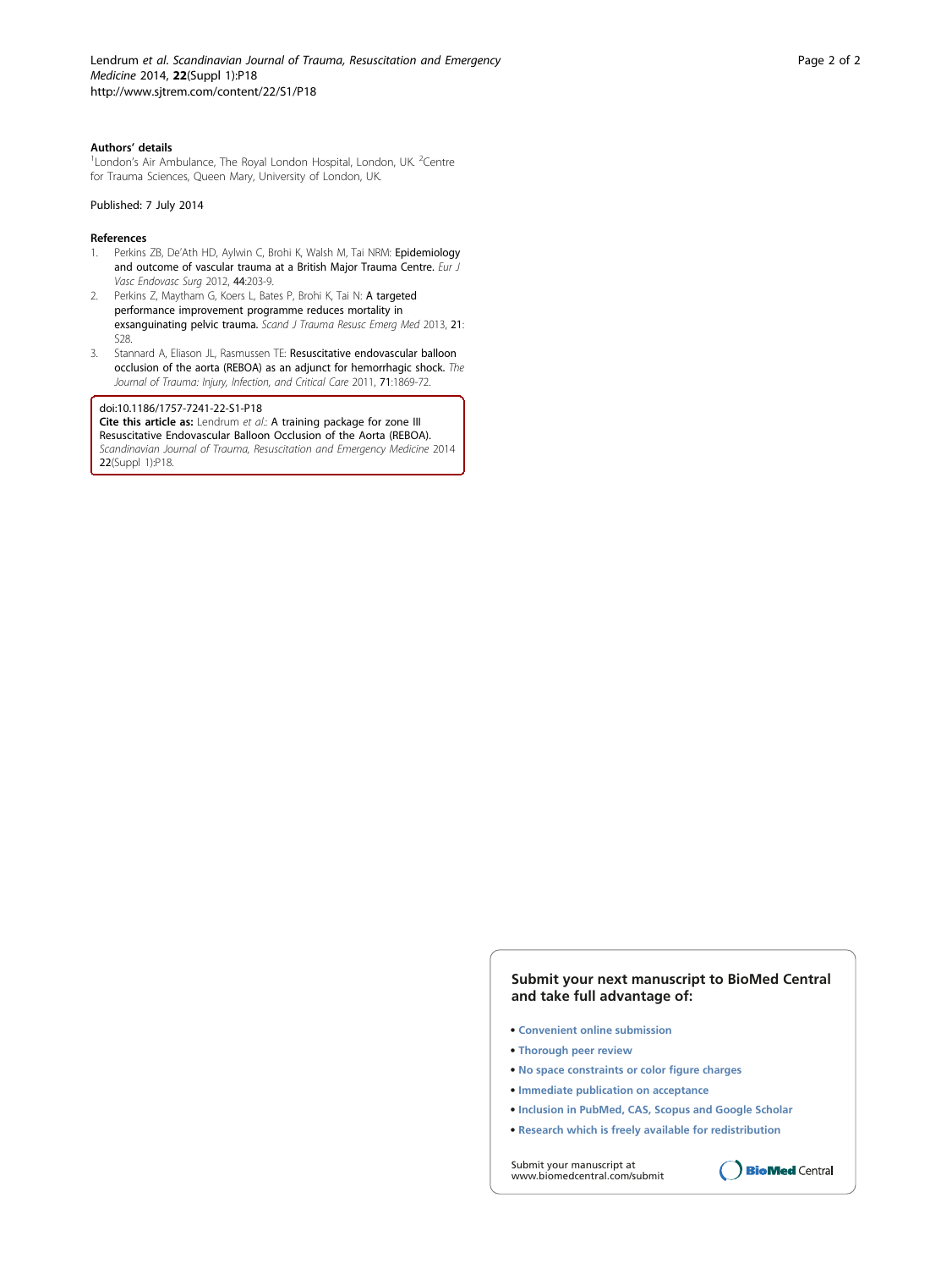#### Authors' details

[1]London's Air Ambulance, The Royal London Hospital, London, UK. [2]Centre for Trauma Sciences, Queen Mary, University of London, UK.

Published: 7 July 2014

#### References

1. Perkins ZB, De'Ath HD, Aylwin C, Brohi K, Walsh M, Tai NRM: **Epidemiology and outcome of vascular trauma at a British Major Trauma Centre.** *Eur J Vasc Endovasc Surg* 2012, **44**:203-9.
2. Perkins Z, Maytham G, Koers L, Bates P, Brohi K, Tai N: **A targeted performance improvement programme reduces mortality in exsanguinating pelvic trauma.** *Scand J Trauma Resusc Emerg Med* 2013, **21**: S28.
3. Stannard A, Eliason JL, Rasmussen TE: **Resuscitative endovascular balloon occlusion of the aorta (REBOA) as an adjunct for hemorrhagic shock.** *The Journal of Trauma: Injury, Infection, and Critical Care* 2011, **71**:1869-72.

doi:10.1186/1757-7241-22-S1-P18

**Cite this article as:** Lendrum *et al.*: A training package for zone III Resuscitative Endovascular Balloon Occlusion of the Aorta (REBOA). *Scandinavian Journal of Trauma, Resuscitation and Emergency Medicine* 2014 **22**(Suppl 1):P18.

**Submit your next manuscript to BioMed Central and take full advantage of:**

- Convenient online submission
- Thorough peer review
- No space constraints or color figure charges
- Immediate publication on acceptance
- Inclusion in PubMed, CAS, Scopus and Google Scholar
- Research which is freely available for redistribution

Submit your manuscript at www.biomedcentral.com/submit

BioMed Central